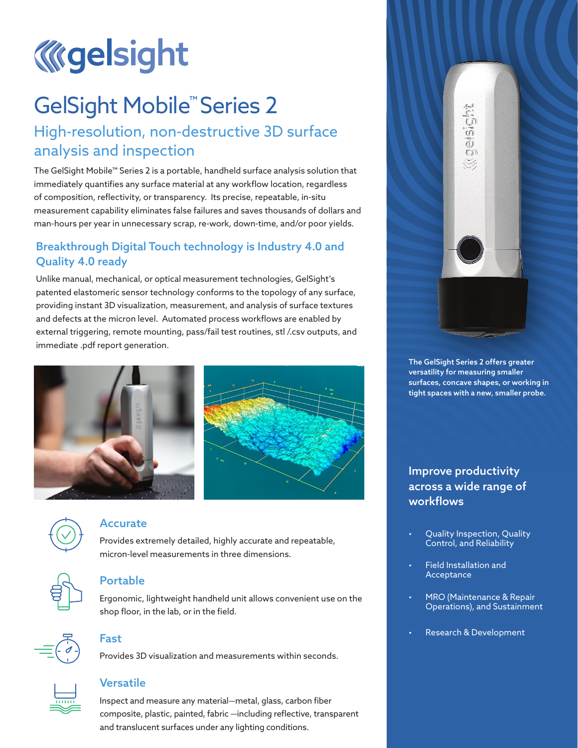# gelsight

# GelSight Mobile™ Series 2

## High-resolution, non-destructive 3D surface analysis and inspection

The GelSight Mobile™ Series 2 is a portable, handheld surface analysis solution that immediately quantifies any surface material at any workflow location, regardless of composition, reflectivity, or transparency. Its precise, repeatable, in-situ measurement capability eliminates false failures and saves thousands of dollars and man-hours per year in unnecessary scrap, re-work, down-time, and/or poor yields.

### Breakthrough Digital Touch technology is Industry 4.0 and Quality 4.0 ready

Unlike manual, mechanical, or optical measurement technologies, GelSight's patented elastomeric sensor technology conforms to the topology of any surface, providing instant 3D visualization, measurement, and analysis of surface textures and defects at the micron level. Automated process workflows are enabled by external triggering, remote mounting, pass/fail test routines, stl /.csv outputs, and immediate .pdf report generation.

### Accurate

Provides extremely detailed, highly accurate and repeatable, micron-level measurements in three dimensions.

### Portable

Ergonomic, lightweight handheld unit allows convenient use on the shop floor, in the lab, or in the field.

### Fast

Provides 3D visualization and measurements within seconds.

### Versatile

Inspect and measure any material—metal, glass, carbon fiber composite, plastic, painted, fabric —including reflective, transparent and translucent surfaces under any lighting conditions.

**The GelSight Series 2 offers greater versatility for measuring smaller surfaces, concave shapes, or working in tight spaces with a new, smaller probe.**

### Improve productivity across a wide range of workflows

- Quality Inspection, Quality Control, and Reliability
- Field Installation and Acceptance
- MRO (Maintenance & Repair Operations), and Sustainment
- Research & Development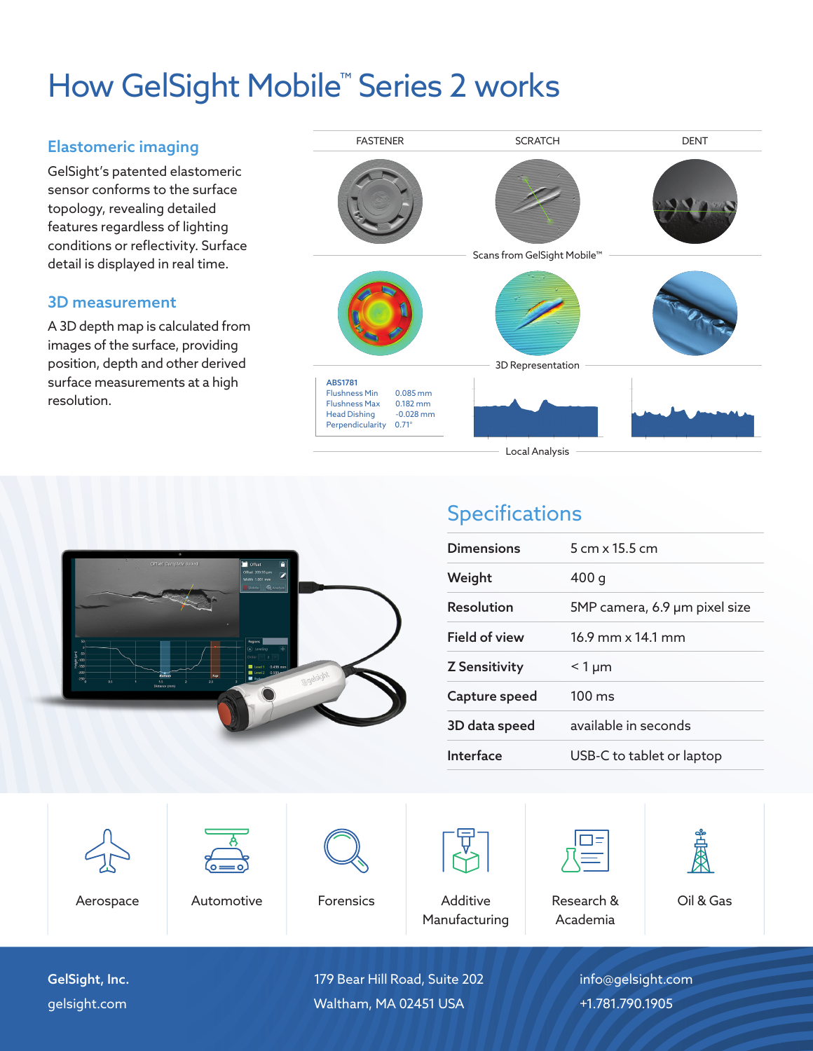# How GelSight Mobile™ Series 2 works

### Elastomeric imaging

GelSight's patented elastomeric sensor conforms to the surface topology, revealing detailed features regardless of lighting conditions or reflectivity. Surface detail is displayed in real time.

### 3D measurement

A 3D depth map is calculated from images of the surface, providing position, depth and other derived surface measurements at a high resolution.

FASTENER

SCRATCH

DENT

Scans from GelSight Mobile™

3D Representation

ABS1781
Flushness Min 0.085 mm
Flushness Max 0.182 mm
Head Dishing -0.028 mm
Perpendicularity 0.71°

Local Analysis

## Specifications

| | |
|---|---|
| **Dimensions** | 5 cm x 15.5 cm |
| **Weight** | 400 g |
| **Resolution** | 5MP camera, 6.9 µm pixel size |
| **Field of view** | 16.9 mm x 14.1 mm |
| **Z Sensitivity** | < 1 µm |
| **Capture speed** | 100 ms |
| **3D data speed** | available in seconds |
| **Interface** | USB-C to tablet or laptop |

Aerospace

Automotive

Forensics

Additive Manufacturing

Research & Academia

Oil & Gas

**GelSight, Inc.**
gelsight.com

179 Bear Hill Road, Suite 202
Waltham, MA 02451 USA

info@gelsight.com
+1.781.790.1905